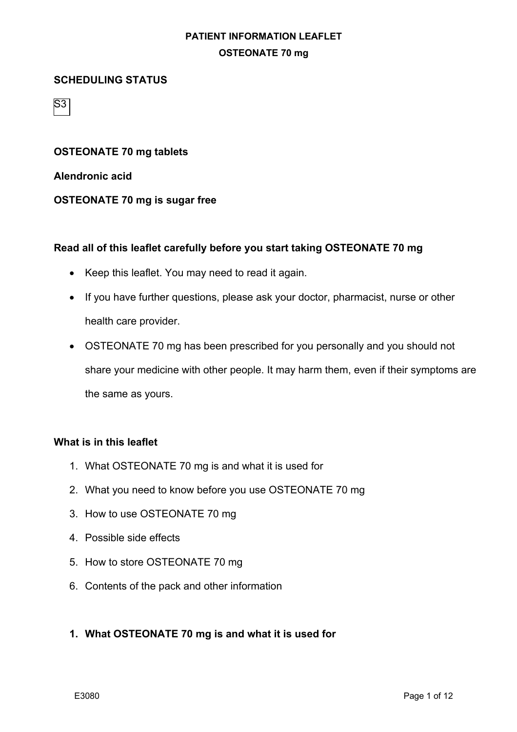**PATIENT INFORMATION LEAFLET**

**OSTEONATE 70 mg**

**SCHEDULING STATUS**

S3

**OSTEONATE 70 mg tablets**

**Alendronic acid**

**OSTEONATE 70 mg is sugar free**

**Read all of this leaflet carefully before you start taking OSTEONATE 70 mg**

- Keep this leaflet. You may need to read it again.
- If you have further questions, please ask your doctor, pharmacist, nurse or other health care provider.
- OSTEONATE 70 mg has been prescribed for you personally and you should not share your medicine with other people. It may harm them, even if their symptoms are the same as yours.

**What is in this leaflet**

1. What OSTEONATE 70 mg is and what it is used for
2. What you need to know before you use OSTEONATE 70 mg
3. How to use OSTEONATE 70 mg
4. Possible side effects
5. How to store OSTEONATE 70 mg
6. Contents of the pack and other information

**1. What OSTEONATE 70 mg is and what it is used for**

E3080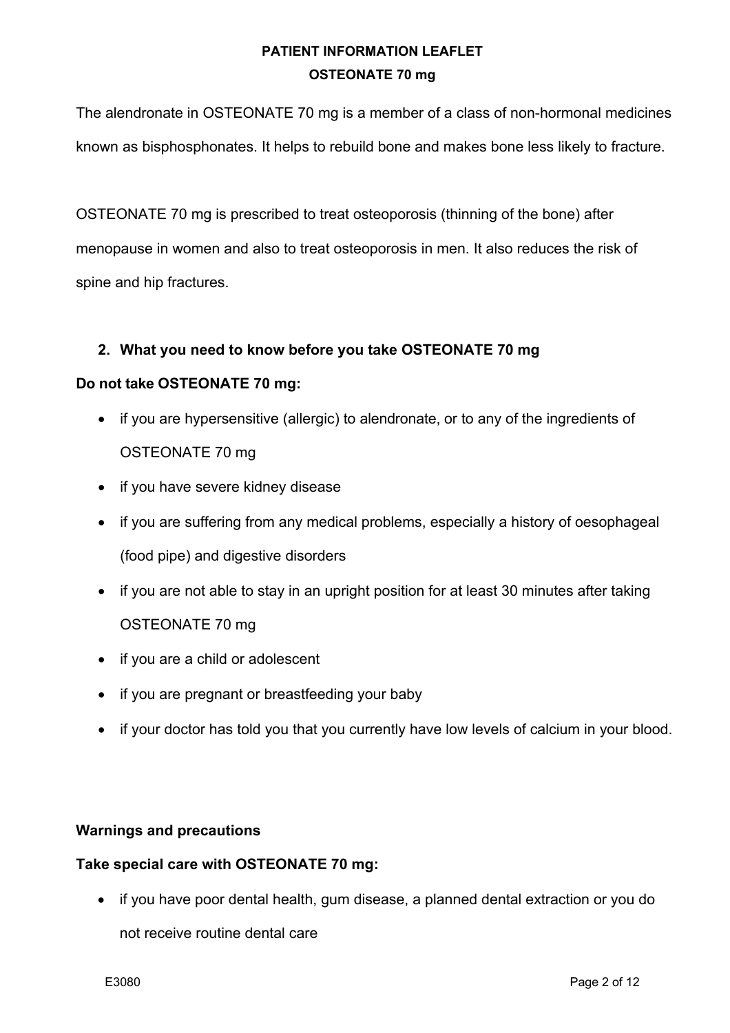# PATIENT INFORMATION LEAFLET

## OSTEONATE 70 mg

The alendronate in OSTEONATE 70 mg is a member of a class of non-hormonal medicines known as bisphosphonates. It helps to rebuild bone and makes bone less likely to fracture.

OSTEONATE 70 mg is prescribed to treat osteoporosis (thinning of the bone) after menopause in women and also to treat osteoporosis in men. It also reduces the risk of spine and hip fractures.

## 2. What you need to know before you take OSTEONATE 70 mg

**Do not take OSTEONATE 70 mg:**

- if you are hypersensitive (allergic) to alendronate, or to any of the ingredients of OSTEONATE 70 mg
- if you have severe kidney disease
- if you are suffering from any medical problems, especially a history of oesophageal (food pipe) and digestive disorders
- if you are not able to stay in an upright position for at least 30 minutes after taking OSTEONATE 70 mg
- if you are a child or adolescent
- if you are pregnant or breastfeeding your baby
- if your doctor has told you that you currently have low levels of calcium in your blood.

**Warnings and precautions**

**Take special care with OSTEONATE 70 mg:**

- if you have poor dental health, gum disease, a planned dental extraction or you do not receive routine dental care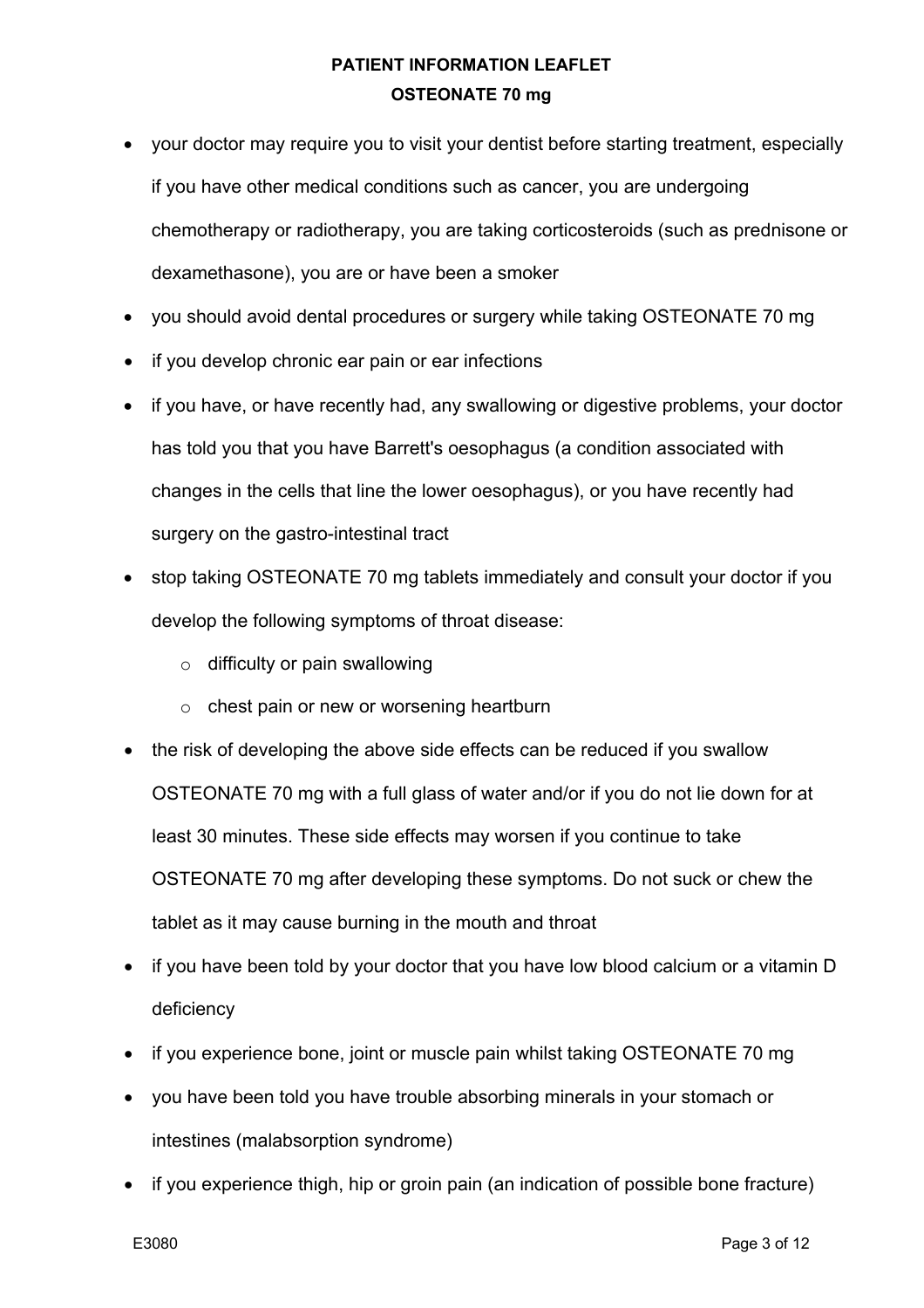- your doctor may require you to visit your dentist before starting treatment, especially if you have other medical conditions such as cancer, you are undergoing chemotherapy or radiotherapy, you are taking corticosteroids (such as prednisone or dexamethasone), you are or have been a smoker
- you should avoid dental procedures or surgery while taking OSTEONATE 70 mg
- if you develop chronic ear pain or ear infections
- if you have, or have recently had, any swallowing or digestive problems, your doctor has told you that you have Barrett's oesophagus (a condition associated with changes in the cells that line the lower oesophagus), or you have recently had surgery on the gastro-intestinal tract
- stop taking OSTEONATE 70 mg tablets immediately and consult your doctor if you develop the following symptoms of throat disease:
  - difficulty or pain swallowing
  - chest pain or new or worsening heartburn
- the risk of developing the above side effects can be reduced if you swallow OSTEONATE 70 mg with a full glass of water and/or if you do not lie down for at least 30 minutes. These side effects may worsen if you continue to take OSTEONATE 70 mg after developing these symptoms. Do not suck or chew the tablet as it may cause burning in the mouth and throat
- if you have been told by your doctor that you have low blood calcium or a vitamin D deficiency
- if you experience bone, joint or muscle pain whilst taking OSTEONATE 70 mg
- you have been told you have trouble absorbing minerals in your stomach or intestines (malabsorption syndrome)
- if you experience thigh, hip or groin pain (an indication of possible bone fracture)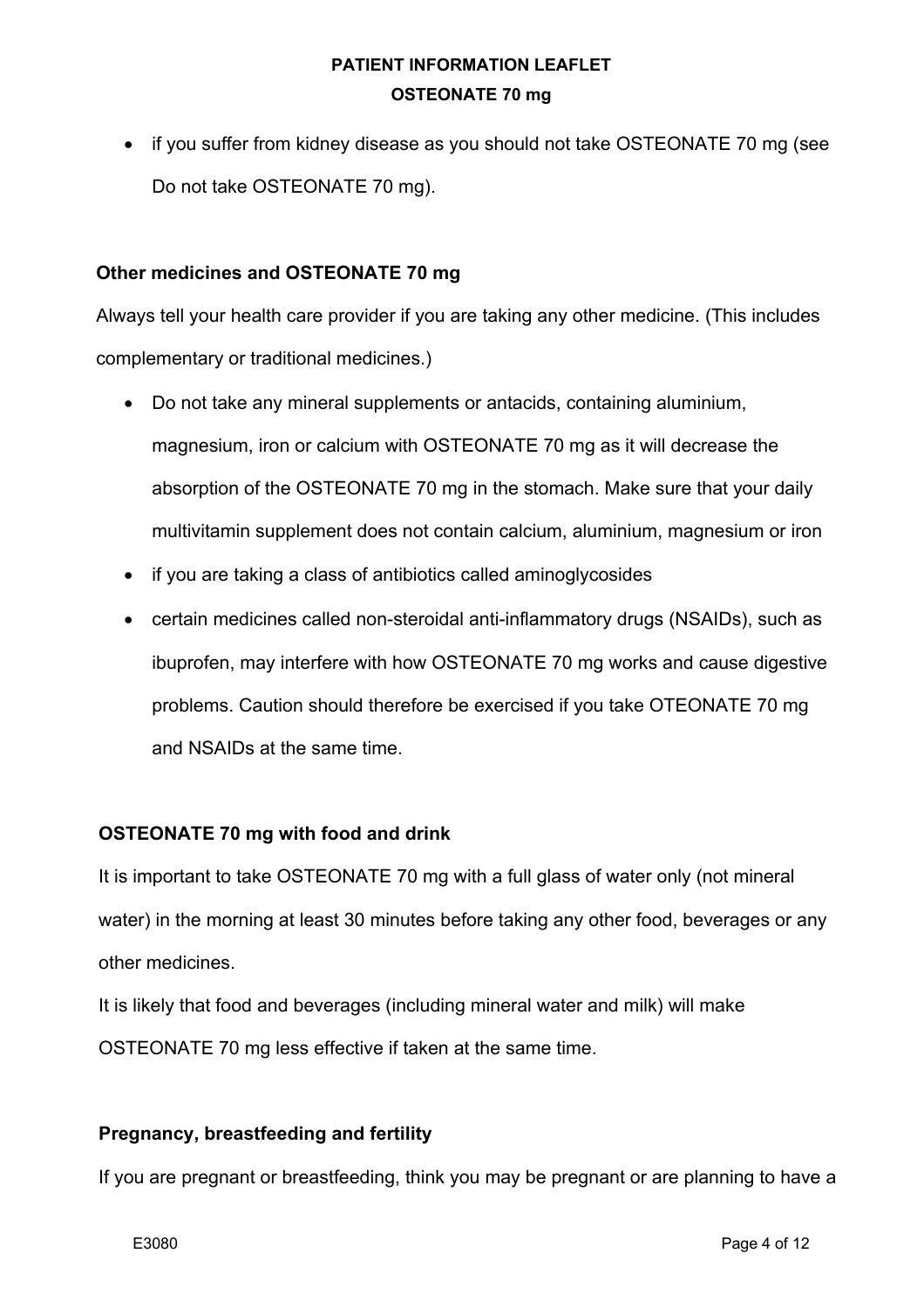- if you suffer from kidney disease as you should not take OSTEONATE 70 mg (see Do not take OSTEONATE 70 mg).

**Other medicines and OSTEONATE 70 mg**

Always tell your health care provider if you are taking any other medicine. (This includes complementary or traditional medicines.)

- Do not take any mineral supplements or antacids, containing aluminium, magnesium, iron or calcium with OSTEONATE 70 mg as it will decrease the absorption of the OSTEONATE 70 mg in the stomach. Make sure that your daily multivitamin supplement does not contain calcium, aluminium, magnesium or iron
- if you are taking a class of antibiotics called aminoglycosides
- certain medicines called non-steroidal anti-inflammatory drugs (NSAIDs), such as ibuprofen, may interfere with how OSTEONATE 70 mg works and cause digestive problems. Caution should therefore be exercised if you take OTEONATE 70 mg and NSAIDs at the same time.

**OSTEONATE 70 mg with food and drink**

It is important to take OSTEONATE 70 mg with a full glass of water only (not mineral water) in the morning at least 30 minutes before taking any other food, beverages or any other medicines.

It is likely that food and beverages (including mineral water and milk) will make OSTEONATE 70 mg less effective if taken at the same time.

**Pregnancy, breastfeeding and fertility**

If you are pregnant or breastfeeding, think you may be pregnant or are planning to have a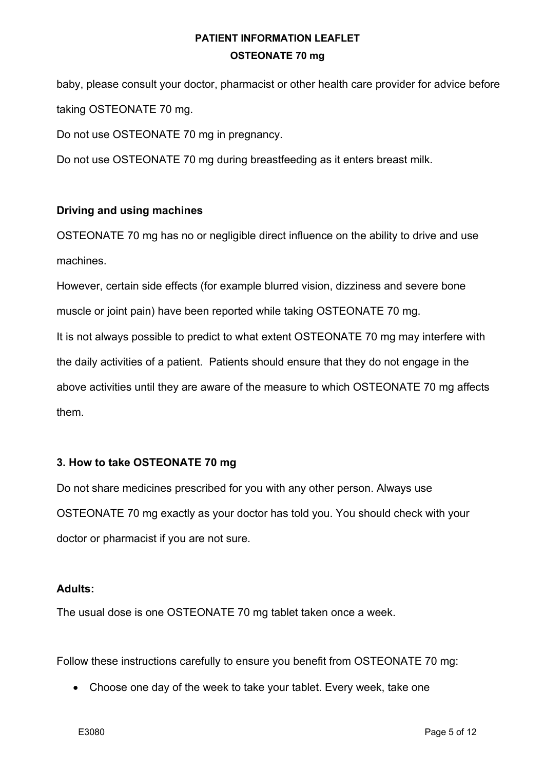baby, please consult your doctor, pharmacist or other health care provider for advice before taking OSTEONATE 70 mg.

Do not use OSTEONATE 70 mg in pregnancy.

Do not use OSTEONATE 70 mg during breastfeeding as it enters breast milk.

**Driving and using machines**

OSTEONATE 70 mg has no or negligible direct influence on the ability to drive and use machines.

However, certain side effects (for example blurred vision, dizziness and severe bone muscle or joint pain) have been reported while taking OSTEONATE 70 mg.

It is not always possible to predict to what extent OSTEONATE 70 mg may interfere with the daily activities of a patient. Patients should ensure that they do not engage in the above activities until they are aware of the measure to which OSTEONATE 70 mg affects them.

## 3. How to take OSTEONATE 70 mg

Do not share medicines prescribed for you with any other person. Always use OSTEONATE 70 mg exactly as your doctor has told you. You should check with your doctor or pharmacist if you are not sure.

**Adults:**

The usual dose is one OSTEONATE 70 mg tablet taken once a week.

Follow these instructions carefully to ensure you benefit from OSTEONATE 70 mg:

- Choose one day of the week to take your tablet. Every week, take one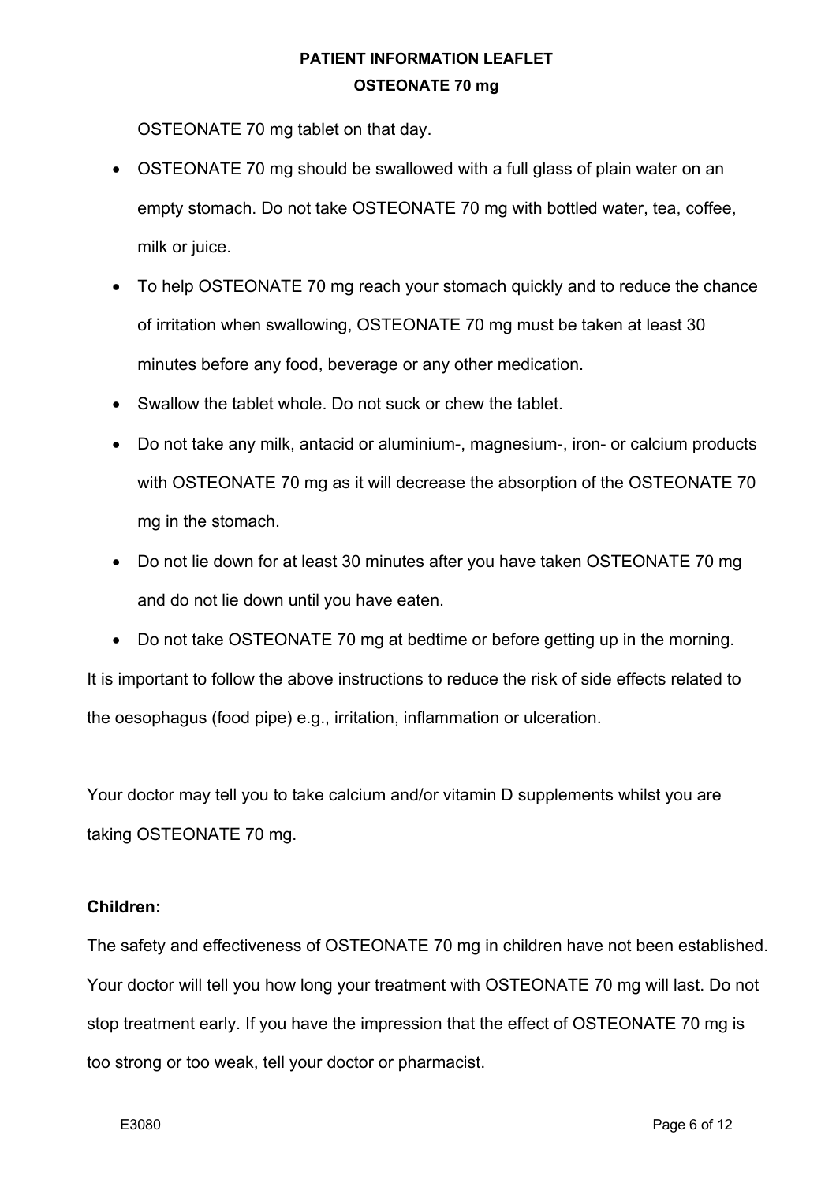OSTEONATE 70 mg tablet on that day.

- OSTEONATE 70 mg should be swallowed with a full glass of plain water on an empty stomach. Do not take OSTEONATE 70 mg with bottled water, tea, coffee, milk or juice.
- To help OSTEONATE 70 mg reach your stomach quickly and to reduce the chance of irritation when swallowing, OSTEONATE 70 mg must be taken at least 30 minutes before any food, beverage or any other medication.
- Swallow the tablet whole. Do not suck or chew the tablet.
- Do not take any milk, antacid or aluminium-, magnesium-, iron- or calcium products with OSTEONATE 70 mg as it will decrease the absorption of the OSTEONATE 70 mg in the stomach.
- Do not lie down for at least 30 minutes after you have taken OSTEONATE 70 mg and do not lie down until you have eaten.
- Do not take OSTEONATE 70 mg at bedtime or before getting up in the morning.

It is important to follow the above instructions to reduce the risk of side effects related to the oesophagus (food pipe) e.g., irritation, inflammation or ulceration.

Your doctor may tell you to take calcium and/or vitamin D supplements whilst you are taking OSTEONATE 70 mg.

**Children:**

The safety and effectiveness of OSTEONATE 70 mg in children have not been established. Your doctor will tell you how long your treatment with OSTEONATE 70 mg will last. Do not stop treatment early. If you have the impression that the effect of OSTEONATE 70 mg is too strong or too weak, tell your doctor or pharmacist.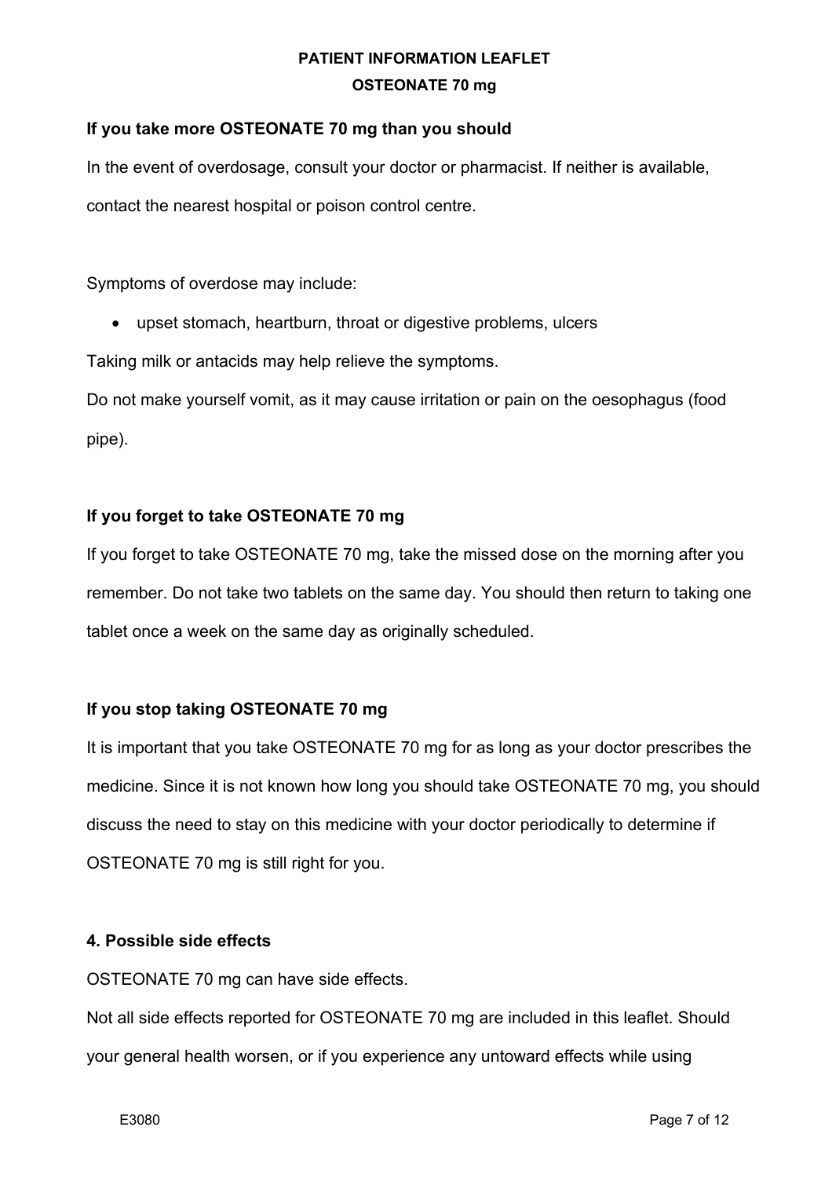**If you take more OSTEONATE 70 mg than you should**

In the event of overdosage, consult your doctor or pharmacist. If neither is available, contact the nearest hospital or poison control centre.

Symptoms of overdose may include:

- upset stomach, heartburn, throat or digestive problems, ulcers

Taking milk or antacids may help relieve the symptoms.

Do not make yourself vomit, as it may cause irritation or pain on the oesophagus (food pipe).

**If you forget to take OSTEONATE 70 mg**

If you forget to take OSTEONATE 70 mg, take the missed dose on the morning after you remember. Do not take two tablets on the same day. You should then return to taking one tablet once a week on the same day as originally scheduled.

**If you stop taking OSTEONATE 70 mg**

It is important that you take OSTEONATE 70 mg for as long as your doctor prescribes the medicine. Since it is not known how long you should take OSTEONATE 70 mg, you should discuss the need to stay on this medicine with your doctor periodically to determine if OSTEONATE 70 mg is still right for you.

## 4. Possible side effects

OSTEONATE 70 mg can have side effects.

Not all side effects reported for OSTEONATE 70 mg are included in this leaflet. Should your general health worsen, or if you experience any untoward effects while using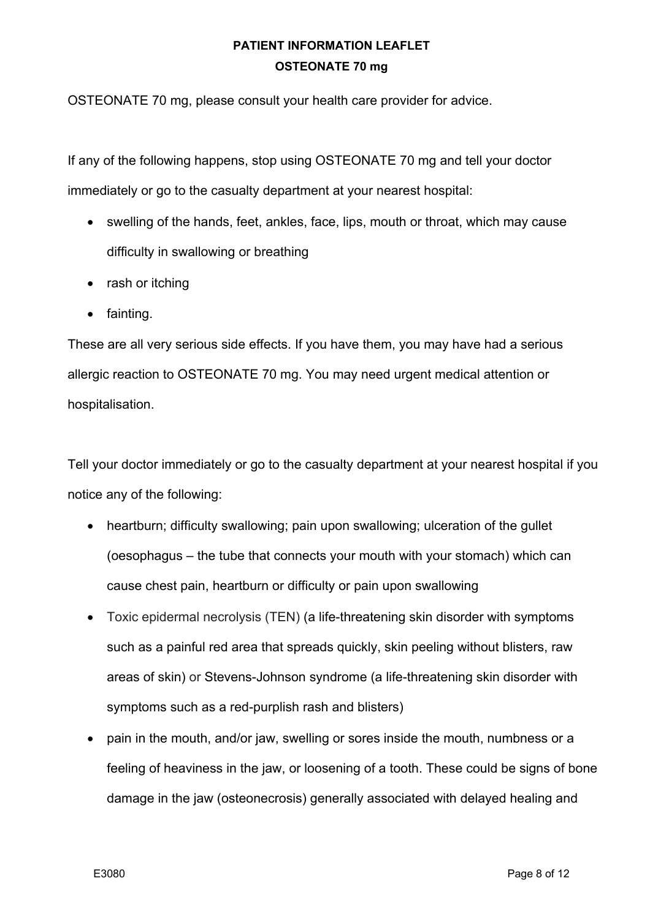OSTEONATE 70 mg, please consult your health care provider for advice.

If any of the following happens, stop using OSTEONATE 70 mg and tell your doctor immediately or go to the casualty department at your nearest hospital:

- swelling of the hands, feet, ankles, face, lips, mouth or throat, which may cause difficulty in swallowing or breathing
- rash or itching
- fainting.

These are all very serious side effects. If you have them, you may have had a serious allergic reaction to OSTEONATE 70 mg. You may need urgent medical attention or hospitalisation.

Tell your doctor immediately or go to the casualty department at your nearest hospital if you notice any of the following:

- heartburn; difficulty swallowing; pain upon swallowing; ulceration of the gullet (oesophagus – the tube that connects your mouth with your stomach) which can cause chest pain, heartburn or difficulty or pain upon swallowing
- Toxic epidermal necrolysis (TEN) (a life-threatening skin disorder with symptoms such as a painful red area that spreads quickly, skin peeling without blisters, raw areas of skin) or Stevens-Johnson syndrome (a life-threatening skin disorder with symptoms such as a red-purplish rash and blisters)
- pain in the mouth, and/or jaw, swelling or sores inside the mouth, numbness or a feeling of heaviness in the jaw, or loosening of a tooth. These could be signs of bone damage in the jaw (osteonecrosis) generally associated with delayed healing and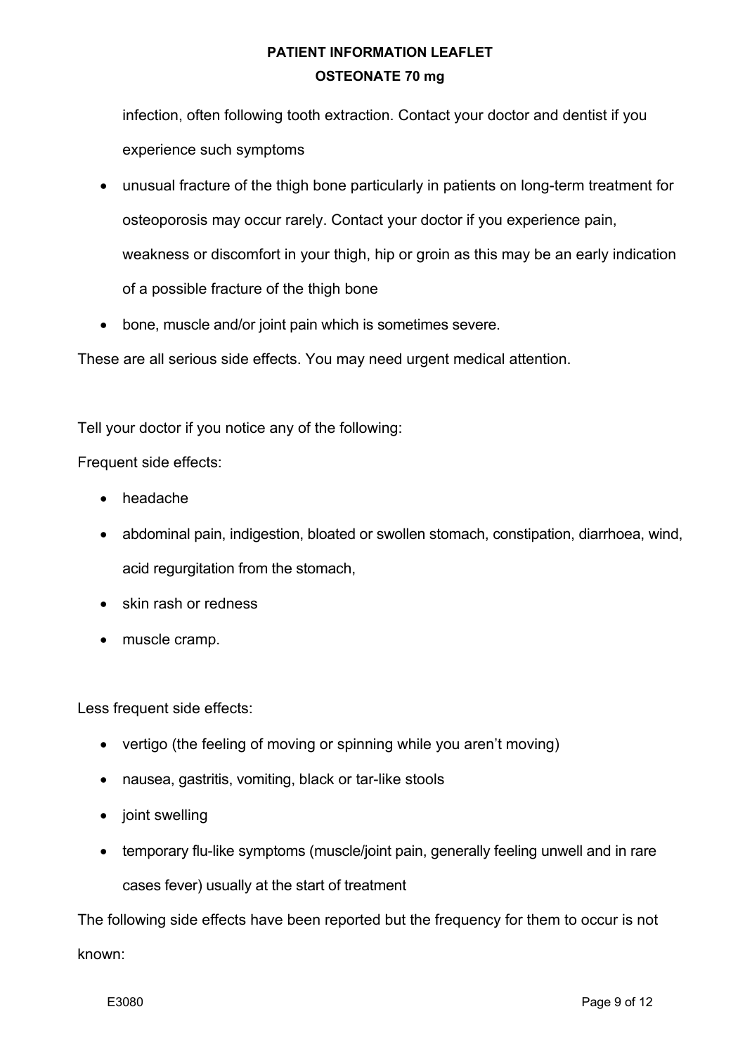infection, often following tooth extraction. Contact your doctor and dentist if you experience such symptoms

- unusual fracture of the thigh bone particularly in patients on long-term treatment for osteoporosis may occur rarely. Contact your doctor if you experience pain, weakness or discomfort in your thigh, hip or groin as this may be an early indication of a possible fracture of the thigh bone
- bone, muscle and/or joint pain which is sometimes severe.

These are all serious side effects. You may need urgent medical attention.

Tell your doctor if you notice any of the following:

Frequent side effects:

- headache
- abdominal pain, indigestion, bloated or swollen stomach, constipation, diarrhoea, wind, acid regurgitation from the stomach,
- skin rash or redness
- muscle cramp.

Less frequent side effects:

- vertigo (the feeling of moving or spinning while you aren't moving)
- nausea, gastritis, vomiting, black or tar-like stools
- joint swelling
- temporary flu-like symptoms (muscle/joint pain, generally feeling unwell and in rare cases fever) usually at the start of treatment

The following side effects have been reported but the frequency for them to occur is not known:

E3080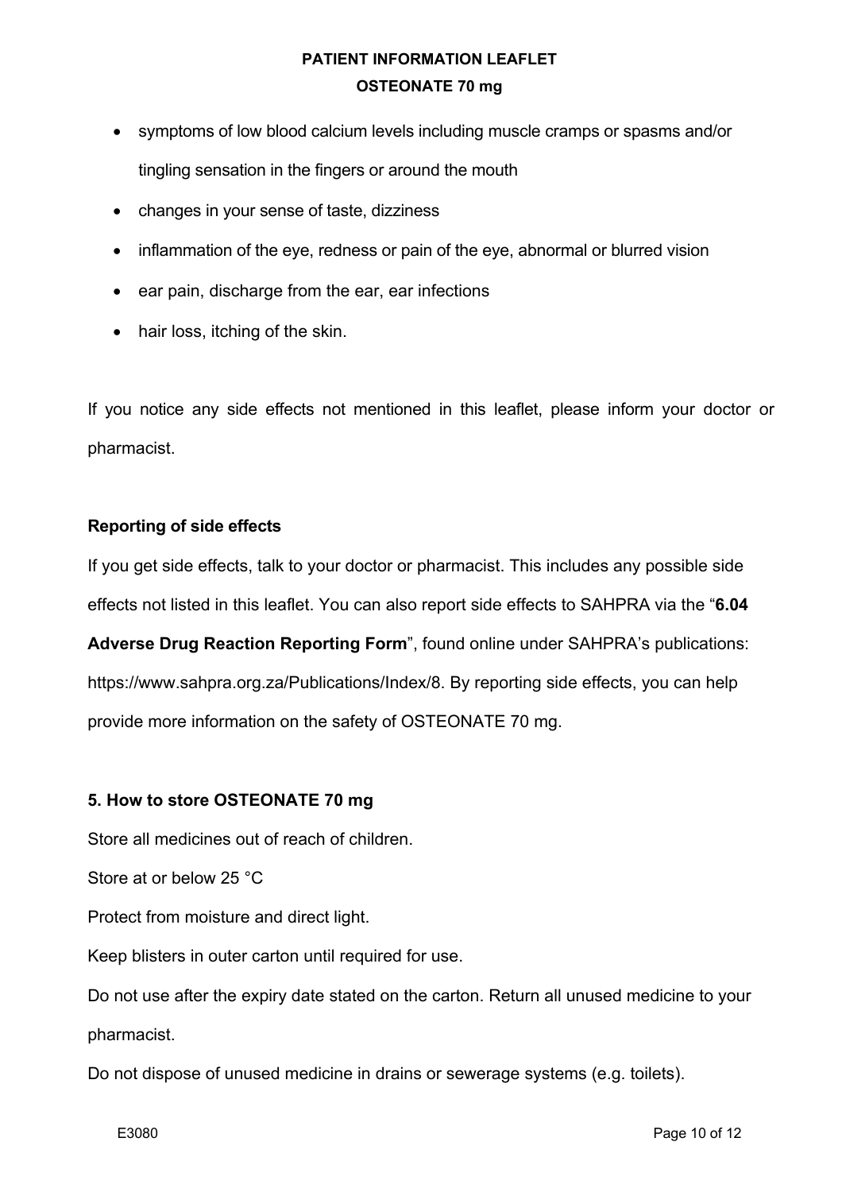- symptoms of low blood calcium levels including muscle cramps or spasms and/or tingling sensation in the fingers or around the mouth
- changes in your sense of taste, dizziness
- inflammation of the eye, redness or pain of the eye, abnormal or blurred vision
- ear pain, discharge from the ear, ear infections
- hair loss, itching of the skin.

If you notice any side effects not mentioned in this leaflet, please inform your doctor or pharmacist.

**Reporting of side effects**

If you get side effects, talk to your doctor or pharmacist. This includes any possible side effects not listed in this leaflet. You can also report side effects to SAHPRA via the "**6.04 Adverse Drug Reaction Reporting Form**", found online under SAHPRA's publications: https://www.sahpra.org.za/Publications/Index/8. By reporting side effects, you can help provide more information on the safety of OSTEONATE 70 mg.

**5. How to store OSTEONATE 70 mg**

Store all medicines out of reach of children.

Store at or below 25 °C

Protect from moisture and direct light.

Keep blisters in outer carton until required for use.

Do not use after the expiry date stated on the carton. Return all unused medicine to your pharmacist.

Do not dispose of unused medicine in drains or sewerage systems (e.g. toilets).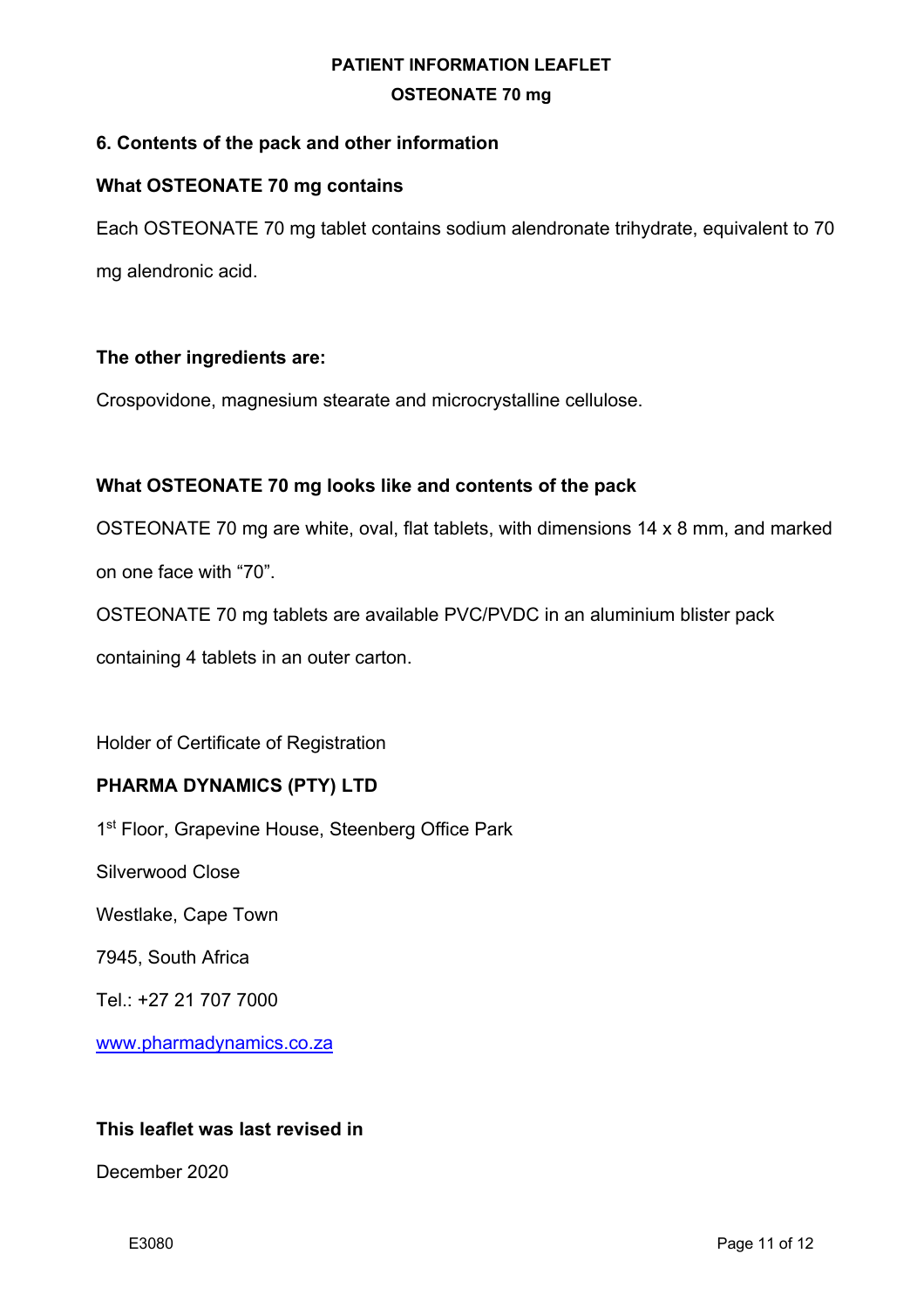## 6. Contents of the pack and other information

### What OSTEONATE 70 mg contains

Each OSTEONATE 70 mg tablet contains sodium alendronate trihydrate, equivalent to 70 mg alendronic acid.

**The other ingredients are:**

Crospovidone, magnesium stearate and microcrystalline cellulose.

### What OSTEONATE 70 mg looks like and contents of the pack

OSTEONATE 70 mg are white, oval, flat tablets, with dimensions 14 x 8 mm, and marked on one face with "70".

OSTEONATE 70 mg tablets are available PVC/PVDC in an aluminium blister pack containing 4 tablets in an outer carton.

Holder of Certificate of Registration

**PHARMA DYNAMICS (PTY) LTD**

1st Floor, Grapevine House, Steenberg Office Park

Silverwood Close

Westlake, Cape Town

7945, South Africa

Tel.: +27 21 707 7000

www.pharmadynamics.co.za

**This leaflet was last revised in**

December 2020

E3080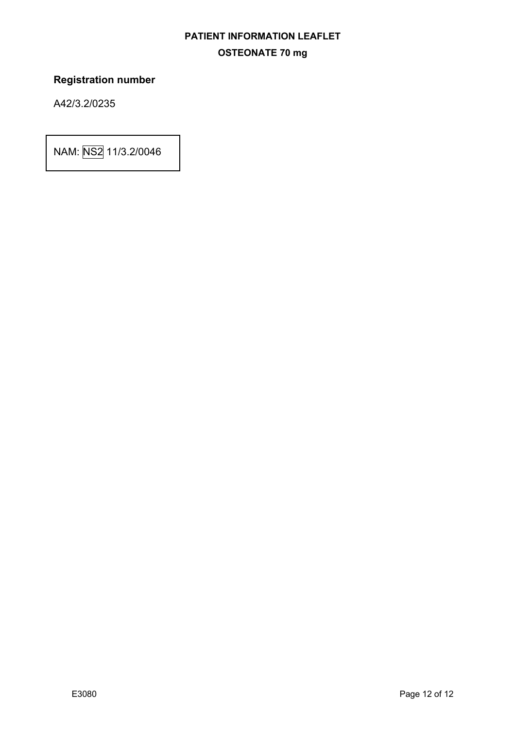**PATIENT INFORMATION LEAFLET**

**OSTEONATE 70 mg**

## Registration number

A42/3.2/0235

| |
|---|
| NAM: NS2 11/3.2/0046 |